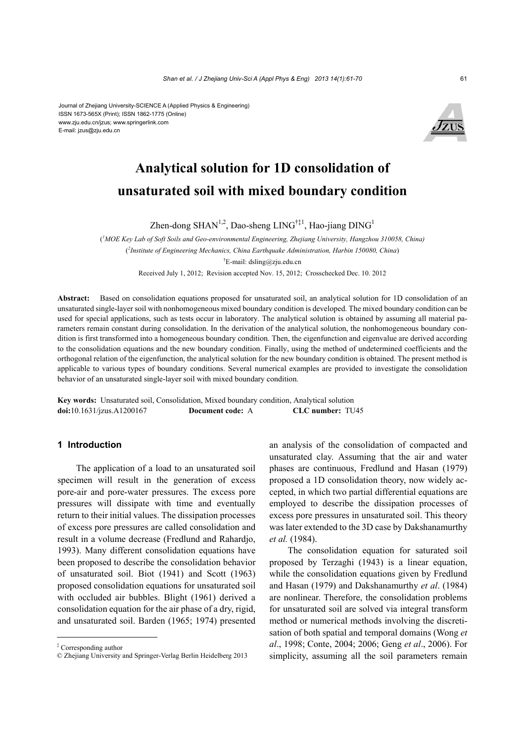Journal of Zhejiang University-SCIENCE A (Applied Physics & Engineering)
ISSN 1673-565X (Print); ISSN 1862-1775 (Online)
www.zju.edu.cn/jzus; www.springerlink.com
E-mail: jzus@zju.edu.cn

# Analytical solution for 1D consolidation of unsaturated soil with mixed boundary condition

Zhen-dong SHAN[1,2], Dao-sheng LING[†‡1], Hao-jiang DING[1]

([1]*MOE Key Lab of Soft Soils and Geo-environmental Engineering, Zhejiang University, Hangzhou 310058, China*)

([2]*Institute of Engineering Mechanics, China Earthquake Administration, Harbin 150080, China*)

[†]E-mail: dsling@zju.edu.cn

Received July 1, 2012; Revision accepted Nov. 15, 2012; Crosschecked Dec. 10. 2012

**Abstract:** Based on consolidation equations proposed for unsaturated soil, an analytical solution for 1D consolidation of an unsaturated single-layer soil with nonhomogeneous mixed boundary condition is developed. The mixed boundary condition can be used for special applications, such as tests occur in laboratory. The analytical solution is obtained by assuming all material parameters remain constant during consolidation. In the derivation of the analytical solution, the nonhomogeneous boundary condition is first transformed into a homogeneous boundary condition. Then, the eigenfunction and eigenvalue are derived according to the consolidation equations and the new boundary condition. Finally, using the method of undetermined coefficients and the orthogonal relation of the eigenfunction, the analytical solution for the new boundary condition is obtained. The present method is applicable to various types of boundary conditions. Several numerical examples are provided to investigate the consolidation behavior of an unsaturated single-layer soil with mixed boundary condition.

**Key words:** Unsaturated soil, Consolidation, Mixed boundary condition, Analytical solution
**doi:**10.1631/jzus.A1200167 **Document code:** A **CLC number:** TU45

## 1 Introduction

The application of a load to an unsaturated soil specimen will result in the generation of excess pore-air and pore-water pressures. The excess pore pressures will dissipate with time and eventually return to their initial values. The dissipation processes of excess pore pressures are called consolidation and result in a volume decrease (Fredlund and Rahardjo, 1993). Many different consolidation equations have been proposed to describe the consolidation behavior of unsaturated soil. Biot (1941) and Scott (1963) proposed consolidation equations for unsaturated soil with occluded air bubbles. Blight (1961) derived a consolidation equation for the air phase of a dry, rigid, and unsaturated soil. Barden (1965; 1974) presented an analysis of the consolidation of compacted and unsaturated clay. Assuming that the air and water phases are continuous, Fredlund and Hasan (1979) proposed a 1D consolidation theory, now widely accepted, in which two partial differential equations are employed to describe the dissipation processes of excess pore pressures in unsaturated soil. This theory was later extended to the 3D case by Dakshanamurthy *et al.* (1984).

The consolidation equation for saturated soil proposed by Terzaghi (1943) is a linear equation, while the consolidation equations given by Fredlund and Hasan (1979) and Dakshanamurthy *et al*. (1984) are nonlinear. Therefore, the consolidation problems for unsaturated soil are solved via integral transform method or numerical methods involving the discretisation of both spatial and temporal domains (Wong *et al*., 1998; Conte, 2004; 2006; Geng *et al*., 2006). For simplicity, assuming all the soil parameters remain

---

[‡] Corresponding author
© Zhejiang University and Springer-Verlag Berlin Heidelberg 2013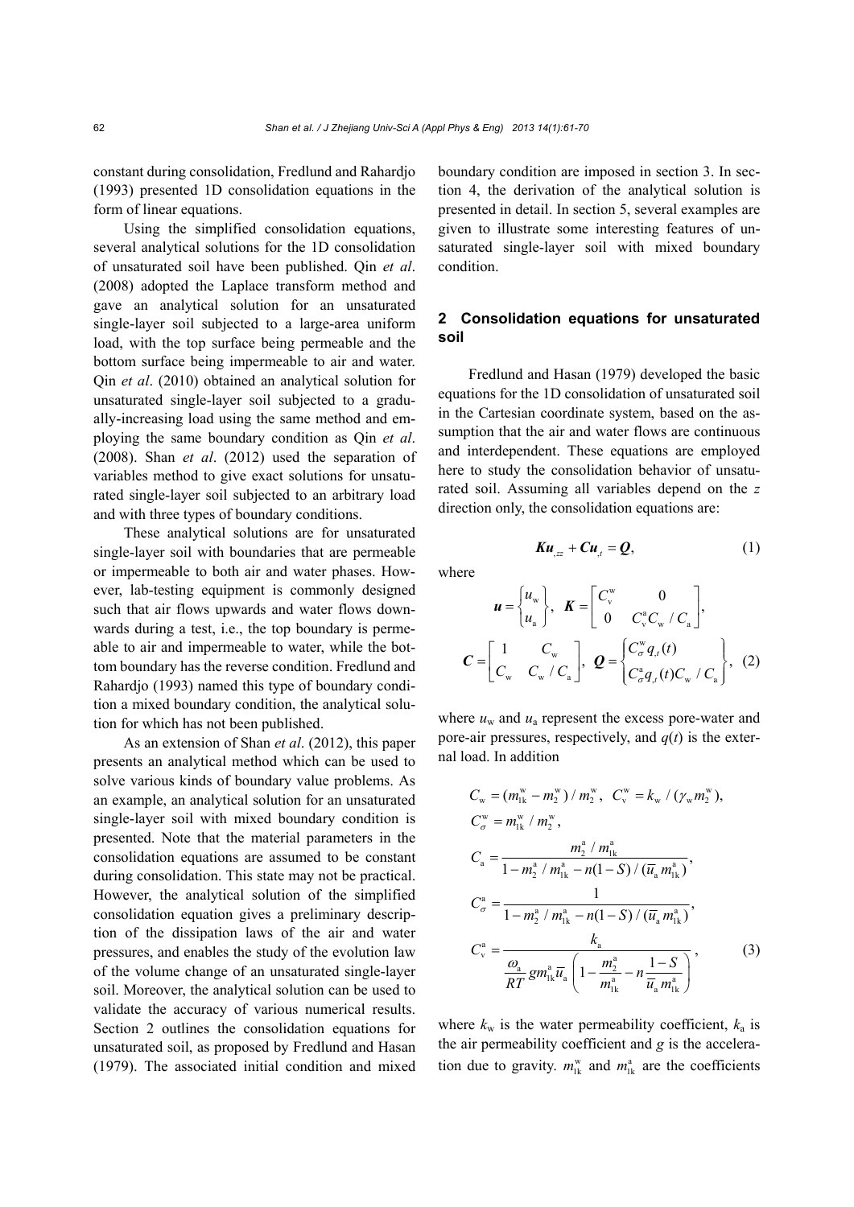constant during consolidation, Fredlund and Rahardjo (1993) presented 1D consolidation equations in the form of linear equations.

Using the simplified consolidation equations, several analytical solutions for the 1D consolidation of unsaturated soil have been published. Qin *et al*. (2008) adopted the Laplace transform method and gave an analytical solution for an unsaturated single-layer soil subjected to a large-area uniform load, with the top surface being permeable and the bottom surface being impermeable to air and water. Qin *et al*. (2010) obtained an analytical solution for unsaturated single-layer soil subjected to a gradually-increasing load using the same method and employing the same boundary condition as Qin *et al*. (2008). Shan *et al*. (2012) used the separation of variables method to give exact solutions for unsaturated single-layer soil subjected to an arbitrary load and with three types of boundary conditions.

These analytical solutions are for unsaturated single-layer soil with boundaries that are permeable or impermeable to both air and water phases. However, lab-testing equipment is commonly designed such that air flows upwards and water flows downwards during a test, i.e., the top boundary is permeable to air and impermeable to water, while the bottom boundary has the reverse condition. Fredlund and Rahardjo (1993) named this type of boundary condition a mixed boundary condition, the analytical solution for which has not been published.

As an extension of Shan *et al*. (2012), this paper presents an analytical method which can be used to solve various kinds of boundary value problems. As an example, an analytical solution for an unsaturated single-layer soil with mixed boundary condition is presented. Note that the material parameters in the consolidation equations are assumed to be constant during consolidation. This state may not be practical. However, the analytical solution of the simplified consolidation equation gives a preliminary description of the dissipation laws of the air and water pressures, and enables the study of the evolution law of the volume change of an unsaturated single-layer soil. Moreover, the analytical solution can be used to validate the accuracy of various numerical results. Section 2 outlines the consolidation equations for unsaturated soil, as proposed by Fredlund and Hasan (1979). The associated initial condition and mixed boundary condition are imposed in section 3. In section 4, the derivation of the analytical solution is presented in detail. In section 5, several examples are given to illustrate some interesting features of unsaturated single-layer soil with mixed boundary condition.

## 2 Consolidation equations for unsaturated soil

Fredlund and Hasan (1979) developed the basic equations for the 1D consolidation of unsaturated soil in the Cartesian coordinate system, based on the assumption that the air and water flows are continuous and interdependent. These equations are employed here to study the consolidation behavior of unsaturated soil. Assuming all variables depend on the $z$ direction only, the consolidation equations are:

$$\boldsymbol{K}\boldsymbol{u}_{,zz} + \boldsymbol{C}\boldsymbol{u}_{,t} = \boldsymbol{Q}, \tag{1}$$

where

$$\boldsymbol{u} = \begin{Bmatrix} u_{\mathrm{w}} \\ u_{\mathrm{a}} \end{Bmatrix},\ \boldsymbol{K} = \begin{bmatrix} C_{\mathrm{v}}^{\mathrm{w}} & 0 \\ 0 & C_{\mathrm{v}}^{\mathrm{a}} C_{\mathrm{w}} / C_{\mathrm{a}} \end{bmatrix},$$

$$\boldsymbol{C} = \begin{bmatrix} 1 & C_{\mathrm{w}} \\ C_{\mathrm{w}} & C_{\mathrm{w}} / C_{\mathrm{a}} \end{bmatrix},\ \boldsymbol{Q} = \begin{Bmatrix} C_{\sigma}^{\mathrm{w}} q_{,t}(t) \\ C_{\sigma}^{\mathrm{a}} q_{,t}(t) C_{\mathrm{w}} / C_{\mathrm{a}} \end{Bmatrix}, \tag{2}$$

where $u_{\mathrm{w}}$ and $u_{\mathrm{a}}$ represent the excess pore-water and pore-air pressures, respectively, and $q(t)$ is the external load. In addition

$$C_{\mathrm{w}} = (m_{1\mathrm{k}}^{\mathrm{w}} - m_{2}^{\mathrm{w}}) / m_{2}^{\mathrm{w}},\ C_{\mathrm{v}}^{\mathrm{w}} = k_{\mathrm{w}} / (\gamma_{\mathrm{w}} m_{2}^{\mathrm{w}}),$$

$$C_{\sigma}^{\mathrm{w}} = m_{1\mathrm{k}}^{\mathrm{w}} / m_{2}^{\mathrm{w}},$$

$$C_{\mathrm{a}} = \frac{m_{2}^{\mathrm{a}} / m_{1\mathrm{k}}^{\mathrm{a}}}{1 - m_{2}^{\mathrm{a}} / m_{1\mathrm{k}}^{\mathrm{a}} - n(1-S) / (\bar{u}_{\mathrm{a}} m_{1\mathrm{k}}^{\mathrm{a}})},$$

$$C_{\sigma}^{\mathrm{a}} = \frac{1}{1 - m_{2}^{\mathrm{a}} / m_{1\mathrm{k}}^{\mathrm{a}} - n(1-S) / (\bar{u}_{\mathrm{a}} m_{1\mathrm{k}}^{\mathrm{a}})},$$

$$C_{\mathrm{v}}^{\mathrm{a}} = \frac{k_{\mathrm{a}}}{\dfrac{\omega_{\mathrm{a}}}{RT} g m_{1\mathrm{k}}^{\mathrm{a}} \bar{u}_{\mathrm{a}} \left(1 - \dfrac{m_{2}^{\mathrm{a}}}{m_{1\mathrm{k}}^{\mathrm{a}}} - n \dfrac{1-S}{\bar{u}_{\mathrm{a}} m_{1\mathrm{k}}^{\mathrm{a}}}\right)}, \tag{3}$$

where $k_{\mathrm{w}}$ is the water permeability coefficient, $k_{\mathrm{a}}$ is the air permeability coefficient and $g$ is the acceleration due to gravity. $m_{1\mathrm{k}}^{\mathrm{w}}$ and $m_{1\mathrm{k}}^{\mathrm{a}}$ are the coefficients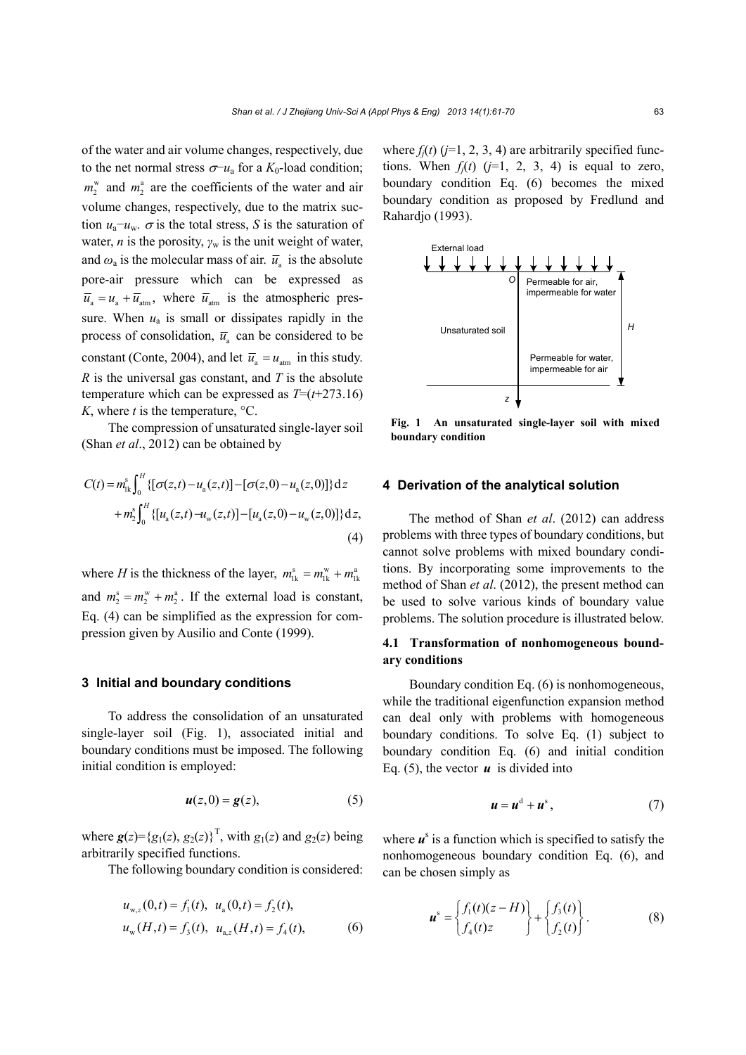of the water and air volume changes, respectively, due to the net normal stress $\sigma - u_a$ for a $K_0$-load condition; $m_2^w$ and $m_2^a$ are the coefficients of the water and air volume changes, respectively, due to the matrix suction $u_a - u_w$. $\sigma$ is the total stress, $S$ is the saturation of water, $n$ is the porosity, $\gamma_w$ is the unit weight of water, and $\omega_a$ is the molecular mass of air. $\bar{u}_a$ is the absolute pore-air pressure which can be expressed as $\bar{u}_a = u_a + \bar{u}_{atm}$, where $\bar{u}_{atm}$ is the atmospheric pressure. When $u_a$ is small or dissipates rapidly in the process of consolidation, $\bar{u}_a$ can be considered to be constant (Conte, 2004), and let $\bar{u}_a = u_{atm}$ in this study. $R$ is the universal gas constant, and $T$ is the absolute temperature which can be expressed as $T=(t+273.16)$ K, where $t$ is the temperature, °C.

The compression of unsaturated single-layer soil (Shan *et al*., 2012) can be obtained by

$$C(t) = m_{1k}^s \int_0^H \{[\sigma(z,t) - u_a(z,t)] - [\sigma(z,0) - u_a(z,0)]\} \mathrm{d}z + m_2^s \int_0^H \{[u_a(z,t) - u_w(z,t)] - [u_a(z,0) - u_w(z,0)]\} \mathrm{d}z, \tag{4}$$

where $H$ is the thickness of the layer, $m_{1k}^s = m_{1k}^w + m_{1k}^a$ and $m_2^s = m_2^w + m_2^a$. If the external load is constant, Eq. (4) can be simplified as the expression for compression given by Ausilio and Conte (1999).

## 3 Initial and boundary conditions

To address the consolidation of an unsaturated single-layer soil (Fig. 1), associated initial and boundary conditions must be imposed. The following initial condition is employed:

$$\boldsymbol{u}(z,0) = \boldsymbol{g}(z), \tag{5}$$

where $\boldsymbol{g}(z)=\{g_1(z), g_2(z)\}^{\mathrm{T}}$, with $g_1(z)$ and $g_2(z)$ being arbitrarily specified functions.

The following boundary condition is considered:

$$\begin{aligned} &u_{w,z}(0,t) = f_1(t), \ \ u_a(0,t) = f_2(t), \\ &u_w(H,t) = f_3(t), \ \ u_{a,z}(H,t) = f_4(t), \end{aligned} \tag{6}$$

where $f_j(t)$ ($j$=1, 2, 3, 4) are arbitrarily specified functions. When $f_j(t)$ ($j$=1, 2, 3, 4) is equal to zero, boundary condition Eq. (6) becomes the mixed boundary condition as proposed by Fredlund and Rahardjo (1993).

**Fig. 1 An unsaturated single-layer soil with mixed boundary condition**

## 4 Derivation of the analytical solution

The method of Shan *et al*. (2012) can address problems with three types of boundary conditions, but cannot solve problems with mixed boundary conditions. By incorporating some improvements to the method of Shan *et al*. (2012), the present method can be used to solve various kinds of boundary value problems. The solution procedure is illustrated below.

### 4.1 Transformation of nonhomogeneous boundary conditions

Boundary condition Eq. (6) is nonhomogeneous, while the traditional eigenfunction expansion method can deal only with problems with homogeneous boundary conditions. To solve Eq. (1) subject to boundary condition Eq. (6) and initial condition Eq. (5), the vector $\boldsymbol{u}$ is divided into

$$\boldsymbol{u} = \boldsymbol{u}^d + \boldsymbol{u}^s, \tag{7}$$

where $\boldsymbol{u}^s$ is a function which is specified to satisfy the nonhomogeneous boundary condition Eq. (6), and can be chosen simply as

$$\boldsymbol{u}^s = \begin{Bmatrix} f_1(t)(z-H) \\ f_4(t)z \end{Bmatrix} + \begin{Bmatrix} f_3(t) \\ f_2(t) \end{Bmatrix}. \tag{8}$$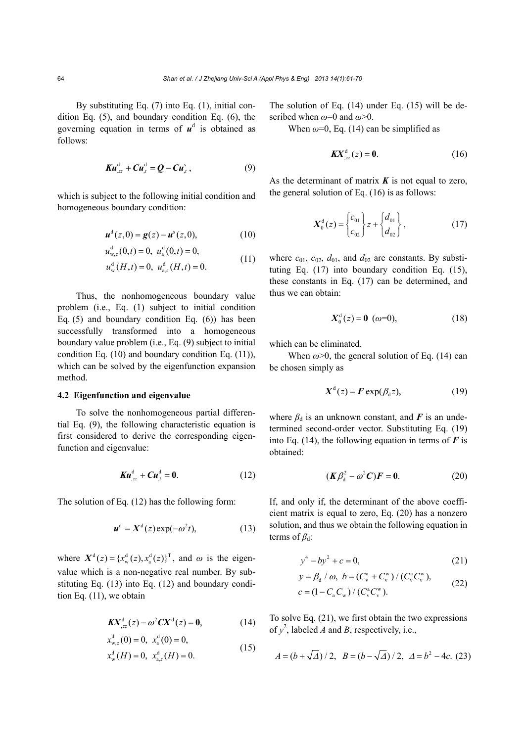By substituting Eq. (7) into Eq. (1), initial condition Eq. (5), and boundary condition Eq. (6), the governing equation in terms of $\boldsymbol{u}^{\mathrm{d}}$ is obtained as follows:

$$\boldsymbol{K}\boldsymbol{u}^{\mathrm{d}}_{,zz}+\boldsymbol{C}\boldsymbol{u}^{\mathrm{d}}_{,t}=\boldsymbol{Q}-\boldsymbol{C}\boldsymbol{u}^{\mathrm{s}}_{,t}, \tag{9}$$

which is subject to the following initial condition and homogeneous boundary condition:

$$\boldsymbol{u}^{\mathrm{d}}(z,0)=\boldsymbol{g}(z)-\boldsymbol{u}^{\mathrm{s}}(z,0), \tag{10}$$

$$\begin{aligned} &u^{\mathrm{d}}_{\mathrm{w},z}(0,t)=0,\ u^{\mathrm{d}}_{\mathrm{a}}(0,t)=0,\\ &u^{\mathrm{d}}_{\mathrm{w}}(H,t)=0,\ u^{\mathrm{d}}_{\mathrm{a},z}(H,t)=0. \end{aligned} \tag{11}$$

Thus, the nonhomogeneous boundary value problem (i.e., Eq. (1) subject to initial condition Eq. (5) and boundary condition Eq. (6)) has been successfully transformed into a homogeneous boundary value problem (i.e., Eq. (9) subject to initial condition Eq. (10) and boundary condition Eq. (11)), which can be solved by the eigenfunction expansion method.

### 4.2 Eigenfunction and eigenvalue

To solve the nonhomogeneous partial differential Eq. (9), the following characteristic equation is first considered to derive the corresponding eigenfunction and eigenvalue:

$$\boldsymbol{K}\boldsymbol{u}^{\mathrm{d}}_{,zz}+\boldsymbol{C}\boldsymbol{u}^{\mathrm{d}}_{,t}=\boldsymbol{0}. \tag{12}$$

The solution of Eq. (12) has the following form:

$$\boldsymbol{u}^{\mathrm{d}}=\boldsymbol{X}^{\mathrm{d}}(z)\exp(-\omega^2 t), \tag{13}$$

where $\boldsymbol{X}^{\mathrm{d}}(z)=\{x^{\mathrm{d}}_{\mathrm{w}}(z),x^{\mathrm{d}}_{\mathrm{a}}(z)\}^{\mathrm{T}}$, and $\omega$ is the eigenvalue which is a non-negative real number. By substituting Eq. (13) into Eq. (12) and boundary condition Eq. (11), we obtain

$$\boldsymbol{K}\boldsymbol{X}^{\mathrm{d}}_{,zz}(z)-\omega^2\boldsymbol{C}\boldsymbol{X}^{\mathrm{d}}(z)=\boldsymbol{0}, \tag{14}$$

$$\begin{aligned} &x^{\mathrm{d}}_{\mathrm{w},z}(0)=0,\ x^{\mathrm{d}}_{\mathrm{a}}(0)=0,\\ &x^{\mathrm{d}}_{\mathrm{w}}(H)=0,\ x^{\mathrm{d}}_{\mathrm{a},z}(H)=0. \end{aligned} \tag{15}$$

The solution of Eq. (14) under Eq. (15) will be described when $\omega$=0 and $\omega$>0.

When $\omega$=0, Eq. (14) can be simplified as

$$\boldsymbol{K}\boldsymbol{X}^{\mathrm{d}}_{,zz}(z)=\boldsymbol{0}. \tag{16}$$

As the determinant of matrix $\boldsymbol{K}$ is not equal to zero, the general solution of Eq. (16) is as follows:

$$\boldsymbol{X}^{\mathrm{d}}_0(z)=\begin{Bmatrix}c_{01}\\ c_{02}\end{Bmatrix}z+\begin{Bmatrix}d_{01}\\ d_{02}\end{Bmatrix}, \tag{17}$$

where $c_{01}$, $c_{02}$, $d_{01}$, and $d_{02}$ are constants. By substituting Eq. (17) into boundary condition Eq. (15), these constants in Eq. (17) can be determined, and thus we can obtain:

$$\boldsymbol{X}^{\mathrm{d}}_0(z)=\boldsymbol{0}\ \ (\omega=0), \tag{18}$$

which can be eliminated.

When $\omega$>0, the general solution of Eq. (14) can be chosen simply as

$$\boldsymbol{X}^{\mathrm{d}}(z)=\boldsymbol{F}\exp(\beta_{\mathrm{d}}z), \tag{19}$$

where $\beta_{\mathrm{d}}$ is an unknown constant, and $\boldsymbol{F}$ is an undetermined second-order vector. Substituting Eq. (19) into Eq. (14), the following equation in terms of $\boldsymbol{F}$ is obtained:

$$(\boldsymbol{K}\beta_{\mathrm{d}}^2-\omega^2\boldsymbol{C})\boldsymbol{F}=\boldsymbol{0}. \tag{20}$$

If, and only if, the determinant of the above coefficient matrix is equal to zero, Eq. (20) has a nonzero solution, and thus we obtain the following equation in terms of $\beta_{\mathrm{d}}$:

$$y^4-by^2+c=0, \tag{21}$$

$$\begin{aligned} &y=\beta_{\mathrm{d}}/\omega,\ b=(C^{\mathrm{a}}_{\mathrm{v}}+C^{\mathrm{w}}_{\mathrm{v}})/(C^{\mathrm{a}}_{\mathrm{v}}C^{\mathrm{w}}_{\mathrm{v}}),\\ &c=(1-C_{\mathrm{a}}C_{\mathrm{w}})/(C^{\mathrm{a}}_{\mathrm{v}}C^{\mathrm{w}}_{\mathrm{v}}). \end{aligned} \tag{22}$$

To solve Eq. (21), we first obtain the two expressions of $y^2$, labeled $A$ and $B$, respectively, i.e.,

$$A=(b+\sqrt{\Delta})/2,\quad B=(b-\sqrt{\Delta})/2,\quad \Delta=b^2-4c. \tag{23}$$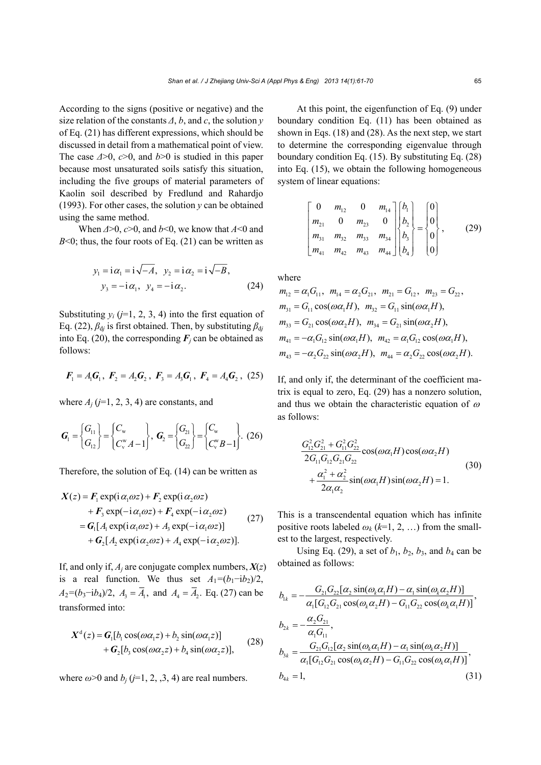According to the signs (positive or negative) and the size relation of the constants $\Delta$, $b$, and $c$, the solution $y$ of Eq. (21) has different expressions, which should be discussed in detail from a mathematical point of view. The case $\Delta>0$, $c>0$, and $b>0$ is studied in this paper because most unsaturated soils satisfy this situation, including the five groups of material parameters of Kaolin soil described by Fredlund and Rahardjo (1993). For other cases, the solution $y$ can be obtained using the same method.

When $\Delta>0$, $c>0$, and $b<0$, we know that $A<0$ and $B<0$; thus, the four roots of Eq. (21) can be written as

$$
\begin{aligned}
&y_1 = \mathrm{i}\alpha_1 = \mathrm{i}\sqrt{-A},\ \ y_2 = \mathrm{i}\alpha_2 = \mathrm{i}\sqrt{-B}, \\
&y_3 = -\mathrm{i}\alpha_1,\ \ y_4 = -\mathrm{i}\alpha_2.
\end{aligned} \tag{24}
$$

Substituting $y_i$ ($j$=1, 2, 3, 4) into the first equation of Eq. (22), $\beta_{dj}$ is first obtained. Then, by substituting $\beta_{dj}$ into Eq. (20), the corresponding $\boldsymbol{F}_j$ can be obtained as follows:

$$
\boldsymbol{F}_1 = A_1\boldsymbol{G}_1,\ \boldsymbol{F}_2 = A_2\boldsymbol{G}_2,\ \boldsymbol{F}_3 = A_3\boldsymbol{G}_1,\ \boldsymbol{F}_4 = A_4\boldsymbol{G}_2, \tag{25}
$$

where $A_j$ ($j$=1, 2, 3, 4) are constants, and

$$
\boldsymbol{G}_1 = \begin{Bmatrix} G_{11} \\ G_{12} \end{Bmatrix} = \begin{Bmatrix} C_{\mathrm{w}} \\ C_{\mathrm{v}}^{\mathrm{w}}A - 1 \end{Bmatrix},\ \boldsymbol{G}_2 = \begin{Bmatrix} G_{21} \\ G_{22} \end{Bmatrix} = \begin{Bmatrix} C_{\mathrm{w}} \\ C_{\mathrm{v}}^{\mathrm{w}}B - 1 \end{Bmatrix}. \tag{26}
$$

Therefore, the solution of Eq. (14) can be written as

$$
\begin{aligned}
\boldsymbol{X}(z) &= \boldsymbol{F}_1\exp(\mathrm{i}\alpha_1\omega z) + \boldsymbol{F}_2\exp(\mathrm{i}\alpha_2\omega z) \\
&\quad + \boldsymbol{F}_3\exp(-\mathrm{i}\alpha_1\omega z) + \boldsymbol{F}_4\exp(-\mathrm{i}\alpha_2\omega z) \\
&= \boldsymbol{G}_1[A_1\exp(\mathrm{i}\alpha_1\omega z) + A_3\exp(-\mathrm{i}\alpha_1\omega z)] \\
&\quad + \boldsymbol{G}_2[A_2\exp(\mathrm{i}\alpha_2\omega z) + A_4\exp(-\mathrm{i}\alpha_2\omega z)].
\end{aligned} \tag{27}
$$

If, and only if, $A_j$ are conjugate complex numbers, $\boldsymbol{X}(z)$ is a real function. We thus set $A_1=(b_1-\mathrm{i}b_2)/2$, $A_2=(b_3-\mathrm{i}b_4)/2$, $A_3=\overline{A}_1$, and $A_4=\overline{A}_2$. Eq. (27) can be transformed into:

$$
\begin{aligned}
\boldsymbol{X}^{\mathrm{d}}(z) &= \boldsymbol{G}_1[b_1\cos(\omega\alpha_1 z) + b_2\sin(\omega\alpha_1 z)] \\
&\quad + \boldsymbol{G}_2[b_3\cos(\omega\alpha_2 z) + b_4\sin(\omega\alpha_2 z)],
\end{aligned} \tag{28}
$$

where $\omega>0$ and $b_j$ ($j$=1, 2, ,3, 4) are real numbers.

At this point, the eigenfunction of Eq. (9) under boundary condition Eq. (11) has been obtained as shown in Eqs. (18) and (28). As the next step, we start to determine the corresponding eigenvalue through boundary condition Eq. (15). By substituting Eq. (28) into Eq. (15), we obtain the following homogeneous system of linear equations:

$$
\begin{bmatrix} 0 & m_{12} & 0 & m_{14} \\ m_{21} & 0 & m_{23} & 0 \\ m_{31} & m_{32} & m_{33} & m_{34} \\ m_{41} & m_{42} & m_{43} & m_{44} \end{bmatrix} \begin{Bmatrix} b_1 \\ b_2 \\ b_3 \\ b_4 \end{Bmatrix} = \begin{Bmatrix} 0 \\ 0 \\ 0 \\ 0 \end{Bmatrix}, \tag{29}
$$

where

$$
\begin{aligned}
&m_{12} = \alpha_1 G_{11},\ m_{14} = \alpha_2 G_{21},\ m_{21} = G_{12},\ m_{23} = G_{22}, \\
&m_{31} = G_{11}\cos(\omega\alpha_1 H),\ m_{32} = G_{11}\sin(\omega\alpha_1 H), \\
&m_{33} = G_{21}\cos(\omega\alpha_2 H),\ m_{34} = G_{21}\sin(\omega\alpha_2 H), \\
&m_{41} = -\alpha_1 G_{12}\sin(\omega\alpha_1 H),\ m_{42} = \alpha_1 G_{12}\cos(\omega\alpha_1 H), \\
&m_{43} = -\alpha_2 G_{22}\sin(\omega\alpha_2 H),\ m_{44} = \alpha_2 G_{22}\cos(\omega\alpha_2 H).
\end{aligned}
$$

If, and only if, the determinant of the coefficient matrix is equal to zero, Eq. (29) has a nonzero solution, and thus we obtain the characteristic equation of $\omega$ as follows:

$$
\begin{aligned}
&\frac{G_{12}^2 G_{21}^2 + G_{11}^2 G_{22}^2}{2G_{11}G_{12}G_{21}G_{22}}\cos(\omega\alpha_1 H)\cos(\omega\alpha_2 H) \\
&+ \frac{\alpha_1^2 + \alpha_2^2}{2\alpha_1\alpha_2}\sin(\omega\alpha_1 H)\sin(\omega\alpha_2 H) = 1.
\end{aligned} \tag{30}
$$

This is a transcendental equation which has infinite positive roots labeled $\omega_k$ ($k$=1, 2, …) from the smallest to the largest, respectively.

Using Eq. (29), a set of $b_1$, $b_2$, $b_3$, and $b_4$ can be obtained as follows:

$$
\begin{aligned}
&b_{1k} = -\frac{G_{21}G_{22}[\alpha_2\sin(\omega_k\alpha_1 H) - \alpha_1\sin(\omega_k\alpha_2 H)]}{\alpha_1[G_{12}G_{21}\cos(\omega_k\alpha_2 H) - G_{11}G_{22}\cos(\omega_k\alpha_1 H)]}, \\
&b_{2k} = -\frac{\alpha_2 G_{21}}{\alpha_1 G_{11}}, \\
&b_{3k} = \frac{G_{21}G_{12}[\alpha_2\sin(\omega_k\alpha_1 H) - \alpha_1\sin(\omega_k\alpha_2 H)]}{\alpha_1[G_{12}G_{21}\cos(\omega_k\alpha_2 H) - G_{11}G_{22}\cos(\omega_k\alpha_1 H)]}, \\
&b_{4k} = 1,
\end{aligned} \tag{31}
$$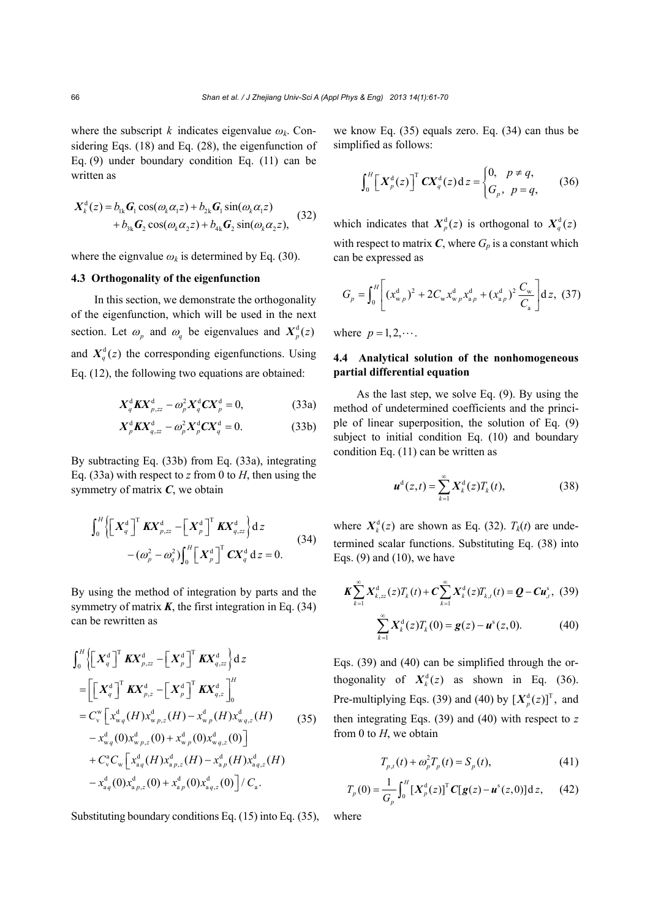where the subscript $k$ indicates eigenvalue $\omega_k$. Considering Eqs. (18) and Eq. (28), the eigenfunction of Eq. (9) under boundary condition Eq. (11) can be written as

$$\begin{aligned} \boldsymbol{X}_k^{\mathrm{d}}(z) &= b_{1\mathrm{k}}\boldsymbol{G}_1\cos(\omega_k\alpha_1 z) + b_{2\mathrm{k}}\boldsymbol{G}_1\sin(\omega_k\alpha_1 z) \\ &\quad + b_{3\mathrm{k}}\boldsymbol{G}_2\cos(\omega_k\alpha_2 z) + b_{4\mathrm{k}}\boldsymbol{G}_2\sin(\omega_k\alpha_2 z), \end{aligned} \tag{32}$$

where the eignvalue $\omega_k$ is determined by Eq. (30).

### 4.3 Orthogonality of the eigenfunction

In this section, we demonstrate the orthogonality of the eigenfunction, which will be used in the next section. Let $\omega_p$ and $\omega_q$ be eigenvalues and $\boldsymbol{X}_p^{\mathrm{d}}(z)$ and $\boldsymbol{X}_q^{\mathrm{d}}(z)$ the corresponding eigenfunctions. Using Eq. (12), the following two equations are obtained:

$$\boldsymbol{X}_q^{\mathrm{d}}\boldsymbol{K}\boldsymbol{X}_{p,zz}^{\mathrm{d}} - \omega_p^2\boldsymbol{X}_q^{\mathrm{d}}\boldsymbol{C}\boldsymbol{X}_p^{\mathrm{d}} = 0, \tag{33a}$$

$$\boldsymbol{X}_p^{\mathrm{d}}\boldsymbol{K}\boldsymbol{X}_{q,zz}^{\mathrm{d}} - \omega_p^2\boldsymbol{X}_p^{\mathrm{d}}\boldsymbol{C}\boldsymbol{X}_q^{\mathrm{d}} = 0. \tag{33b}$$

By subtracting Eq. (33b) from Eq. (33a), integrating Eq. (33a) with respect to $z$ from 0 to $H$, then using the symmetry of matrix $\boldsymbol{C}$, we obtain

$$\begin{aligned} &\int_0^H \left\{ \left[\boldsymbol{X}_q^{\mathrm{d}}\right]^{\mathrm{T}} \boldsymbol{K}\boldsymbol{X}_{p,zz}^{\mathrm{d}} - \left[\boldsymbol{X}_p^{\mathrm{d}}\right]^{\mathrm{T}} \boldsymbol{K}\boldsymbol{X}_{q,zz}^{\mathrm{d}} \right\} \mathrm{d}z \\ &\quad - (\omega_p^2 - \omega_q^2)\int_0^H \left[\boldsymbol{X}_p^{\mathrm{d}}\right]^{\mathrm{T}} \boldsymbol{C}\boldsymbol{X}_q^{\mathrm{d}}\,\mathrm{d}z = 0. \end{aligned} \tag{34}$$

By using the method of integration by parts and the symmetry of matrix $\boldsymbol{K}$, the first integration in Eq. (34) can be rewritten as

$$\begin{aligned} &\int_0^H \left\{ \left[\boldsymbol{X}_q^{\mathrm{d}}\right]^{\mathrm{T}} \boldsymbol{K}\boldsymbol{X}_{p,zz}^{\mathrm{d}} - \left[\boldsymbol{X}_p^{\mathrm{d}}\right]^{\mathrm{T}} \boldsymbol{K}\boldsymbol{X}_{q,zz}^{\mathrm{d}} \right\} \mathrm{d}z \\ &= \left[ \left[\boldsymbol{X}_q^{\mathrm{d}}\right]^{\mathrm{T}} \boldsymbol{K}\boldsymbol{X}_{p,z}^{\mathrm{d}} - \left[\boldsymbol{X}_p^{\mathrm{d}}\right]^{\mathrm{T}} \boldsymbol{K}\boldsymbol{X}_{q,z}^{\mathrm{d}} \right]_0^H \\ &= C_{\mathrm{v}}^{\mathrm{w}} \Big[ x_{\mathrm{w}q}^{\mathrm{d}}(H)x_{\mathrm{w}p,z}^{\mathrm{d}}(H) - x_{\mathrm{w}p}^{\mathrm{d}}(H)x_{\mathrm{w}q,z}^{\mathrm{d}}(H) \\ &\quad - x_{\mathrm{w}q}^{\mathrm{d}}(0)x_{\mathrm{w}p,z}^{\mathrm{d}}(0) + x_{\mathrm{w}p}^{\mathrm{d}}(0)x_{\mathrm{w}q,z}^{\mathrm{d}}(0) \Big] \\ &\quad + C_{\mathrm{v}}^{\mathrm{a}}C_{\mathrm{w}} \Big[ x_{\mathrm{a}q}^{\mathrm{d}}(H)x_{\mathrm{a}p,z}^{\mathrm{d}}(H) - x_{\mathrm{a}p}^{\mathrm{d}}(H)x_{\mathrm{a}q,z}^{\mathrm{d}}(H) \\ &\quad - x_{\mathrm{a}q}^{\mathrm{d}}(0)x_{\mathrm{a}p,z}^{\mathrm{d}}(0) + x_{\mathrm{a}p}^{\mathrm{d}}(0)x_{\mathrm{a}q,z}^{\mathrm{d}}(0) \Big] / C_{\mathrm{a}}. \end{aligned} \tag{35}$$

Substituting boundary conditions Eq. (15) into Eq. (35), we know Eq. (35) equals zero. Eq. (34) can thus be simplified as follows:

$$\int_0^H \left[\boldsymbol{X}_p^{\mathrm{d}}(z)\right]^{\mathrm{T}} \boldsymbol{C}\boldsymbol{X}_q^{\mathrm{d}}(z)\,\mathrm{d}z = \begin{cases} 0, & p \neq q, \\ G_p, & p = q, \end{cases} \tag{36}$$

which indicates that $\boldsymbol{X}_p^{\mathrm{d}}(z)$ is orthogonal to $\boldsymbol{X}_q^{\mathrm{d}}(z)$ with respect to matrix $\boldsymbol{C}$, where $G_p$ is a constant which can be expressed as

$$G_p = \int_0^H \left[ (x_{\mathrm{w}p}^{\mathrm{d}})^2 + 2C_{\mathrm{w}}x_{\mathrm{w}p}^{\mathrm{d}}x_{\mathrm{a}p}^{\mathrm{d}} + (x_{\mathrm{a}p}^{\mathrm{d}})^2\frac{C_{\mathrm{w}}}{C_{\mathrm{a}}} \right] \mathrm{d}z, \tag{37}$$

where $p = 1, 2, \cdots$.

### 4.4 Analytical solution of the nonhomogeneous partial differential equation

As the last step, we solve Eq. (9). By using the method of undetermined coefficients and the principle of linear superposition, the solution of Eq. (9) subject to initial condition Eq. (10) and boundary condition Eq. (11) can be written as

$$\boldsymbol{u}^{\mathrm{d}}(z,t) = \sum_{k=1}^{\infty} \boldsymbol{X}_k^{\mathrm{d}}(z)T_k(t), \tag{38}$$

where $\boldsymbol{X}_k^{\mathrm{d}}(z)$ are shown as Eq. (32). $T_k(t)$ are undetermined scalar functions. Substituting Eq. (38) into Eqs. (9) and (10), we have

$$\boldsymbol{K}\sum_{k=1}^{\infty} \boldsymbol{X}_{k,zz}^{\mathrm{d}}(z)T_k(t) + \boldsymbol{C}\sum_{k=1}^{\infty} \boldsymbol{X}_k^{\mathrm{d}}(z)T_{k,t}(t) = \boldsymbol{Q} - \boldsymbol{C}\boldsymbol{u}_{,t}^{\mathrm{s}}, \tag{39}$$

$$\sum_{k=1}^{\infty} \boldsymbol{X}_k^{\mathrm{d}}(z)T_k(0) = \boldsymbol{g}(z) - \boldsymbol{u}^{\mathrm{s}}(z,0). \tag{40}$$

Eqs. (39) and (40) can be simplified through the orthogonality of $\boldsymbol{X}_k^{\mathrm{d}}(z)$ as shown in Eq. (36). Pre-multiplying Eqs. (39) and (40) by $[\boldsymbol{X}_p^{\mathrm{d}}(z)]^{\mathrm{T}}$, and then integrating Eqs. (39) and (40) with respect to $z$ from 0 to $H$, we obtain

$$T_{p,t}(t) + \omega_p^2 T_p(t) = S_p(t), \tag{41}$$

$$T_p(0) = \frac{1}{G_p}\int_0^H [\boldsymbol{X}_p^{\mathrm{d}}(z)]^{\mathrm{T}} \boldsymbol{C}[\boldsymbol{g}(z) - \boldsymbol{u}^{\mathrm{s}}(z,0)]\,\mathrm{d}z, \tag{42}$$

where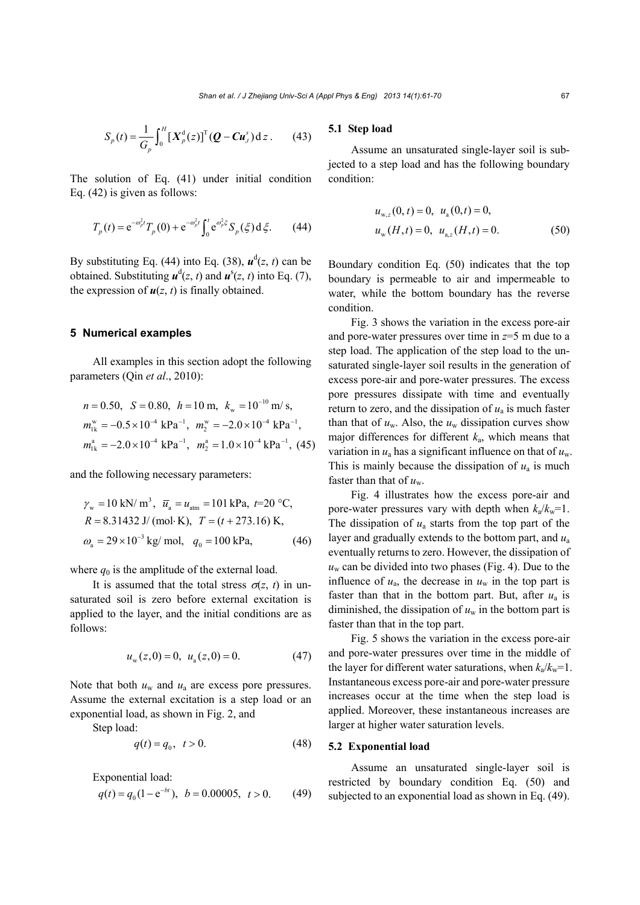$$S_p(t) = \frac{1}{G_p} \int_0^H [\boldsymbol{X}_p^{\mathrm{d}}(z)]^{\mathrm{T}} (\boldsymbol{Q} - \boldsymbol{C}\boldsymbol{u}_{,t}^{s}) \, \mathrm{d}z \,. \qquad (43)$$

The solution of Eq. (41) under initial condition Eq. (42) is given as follows:

$$T_p(t) = \mathrm{e}^{-\omega_p^2 t} T_p(0) + \mathrm{e}^{-\omega_p^2 t} \int_0^t \mathrm{e}^{\omega_p^2 \xi} S_p(\xi) \, \mathrm{d}\xi. \qquad (44)$$

By substituting Eq. (44) into Eq. (38), $\boldsymbol{u}^{\mathrm{d}}(z, t)$ can be obtained. Substituting $\boldsymbol{u}^{\mathrm{d}}(z, t)$ and $\boldsymbol{u}^{\mathrm{s}}(z, t)$ into Eq. (7), the expression of $\boldsymbol{u}(z, t)$ is finally obtained.

## 5 Numerical examples

All examples in this section adopt the following parameters (Qin *et al*., 2010):

$$\begin{aligned}
&n = 0.50,\ \ S = 0.80,\ \ h = 10\ \mathrm{m},\ \ k_{\mathrm{w}} = 10^{-10}\ \mathrm{m/s}, \\
&m_{1\mathrm{k}}^{\mathrm{w}} = -0.5\times10^{-4}\ \mathrm{kPa}^{-1},\ \ m_2^{\mathrm{w}} = -2.0\times10^{-4}\ \mathrm{kPa}^{-1}, \\
&m_{1\mathrm{k}}^{\mathrm{a}} = -2.0\times10^{-4}\ \mathrm{kPa}^{-1},\ \ m_2^{\mathrm{a}} = 1.0\times10^{-4}\ \mathrm{kPa}^{-1},
\end{aligned} \qquad (45)$$

and the following necessary parameters:

$$\begin{aligned}
&\gamma_{\mathrm{w}} = 10\ \mathrm{kN/m^3},\ \ \bar{u}_{\mathrm{a}} = u_{\mathrm{atm}} = 101\ \mathrm{kPa},\ t=20\ ^\circ\mathrm{C}, \\
&R = 8.31432\ \mathrm{J/(mol \cdot K)},\ \ T = (t + 273.16)\ \mathrm{K}, \\
&\omega_{\mathrm{a}} = 29\times10^{-3}\ \mathrm{kg/mol},\ \ q_0 = 100\ \mathrm{kPa},
\end{aligned} \qquad (46)$$

where $q_0$ is the amplitude of the external load.

It is assumed that the total stress $\sigma(z, t)$ in unsaturated soil is zero before external excitation is applied to the layer, and the initial conditions are as follows:

$$u_{\mathrm{w}}(z,0) = 0,\ \ u_{\mathrm{a}}(z,0) = 0. \qquad (47)$$

Note that both $u_{\mathrm{w}}$ and $u_{\mathrm{a}}$ are excess pore pressures. Assume the external excitation is a step load or an exponential load, as shown in Fig. 2, and

Step load:

$$q(t) = q_0,\ \ t > 0. \qquad (48)$$

Exponential load:

$$q(t) = q_0(1 - \mathrm{e}^{-bt}),\ \ b = 0.00005,\ \ t > 0. \qquad (49)$$

### 5.1 Step load

Assume an unsaturated single-layer soil is subjected to a step load and has the following boundary condition:

$$\begin{aligned}
&u_{\mathrm{w},z}(0,t) = 0,\ \ u_{\mathrm{a}}(0,t) = 0, \\
&u_{\mathrm{w}}(H,t) = 0,\ \ u_{\mathrm{a},z}(H,t) = 0.
\end{aligned} \qquad (50)$$

Boundary condition Eq. (50) indicates that the top boundary is permeable to air and impermeable to water, while the bottom boundary has the reverse condition.

Fig. 3 shows the variation in the excess pore-air and pore-water pressures over time in $z$=5 m due to a step load. The application of the step load to the unsaturated single-layer soil results in the generation of excess pore-air and pore-water pressures. The excess pore pressures dissipate with time and eventually return to zero, and the dissipation of $u_{\mathrm{a}}$ is much faster than that of $u_{\mathrm{w}}$. Also, the $u_{\mathrm{w}}$ dissipation curves show major differences for different $k_{\mathrm{a}}$, which means that variation in $u_{\mathrm{a}}$ has a significant influence on that of $u_{\mathrm{w}}$. This is mainly because the dissipation of $u_{\mathrm{a}}$ is much faster than that of $u_{\mathrm{w}}$.

Fig. 4 illustrates how the excess pore-air and pore-water pressures vary with depth when $k_{\mathrm{a}}/k_{\mathrm{w}}$=1. The dissipation of $u_{\mathrm{a}}$ starts from the top part of the layer and gradually extends to the bottom part, and $u_{\mathrm{a}}$ eventually returns to zero. However, the dissipation of $u_{\mathrm{w}}$ can be divided into two phases (Fig. 4). Due to the influence of $u_{\mathrm{a}}$, the decrease in $u_{\mathrm{w}}$ in the top part is faster than that in the bottom part. But, after $u_{\mathrm{a}}$ is diminished, the dissipation of $u_{\mathrm{w}}$ in the bottom part is faster than that in the top part.

Fig. 5 shows the variation in the excess pore-air and pore-water pressures over time in the middle of the layer for different water saturations, when $k_{\mathrm{a}}/k_{\mathrm{w}}$=1. Instantaneous excess pore-air and pore-water pressure increases occur at the time when the step load is applied. Moreover, these instantaneous increases are larger at higher water saturation levels.

### 5.2 Exponential load

Assume an unsaturated single-layer soil is restricted by boundary condition Eq. (50) and subjected to an exponential load as shown in Eq. (49).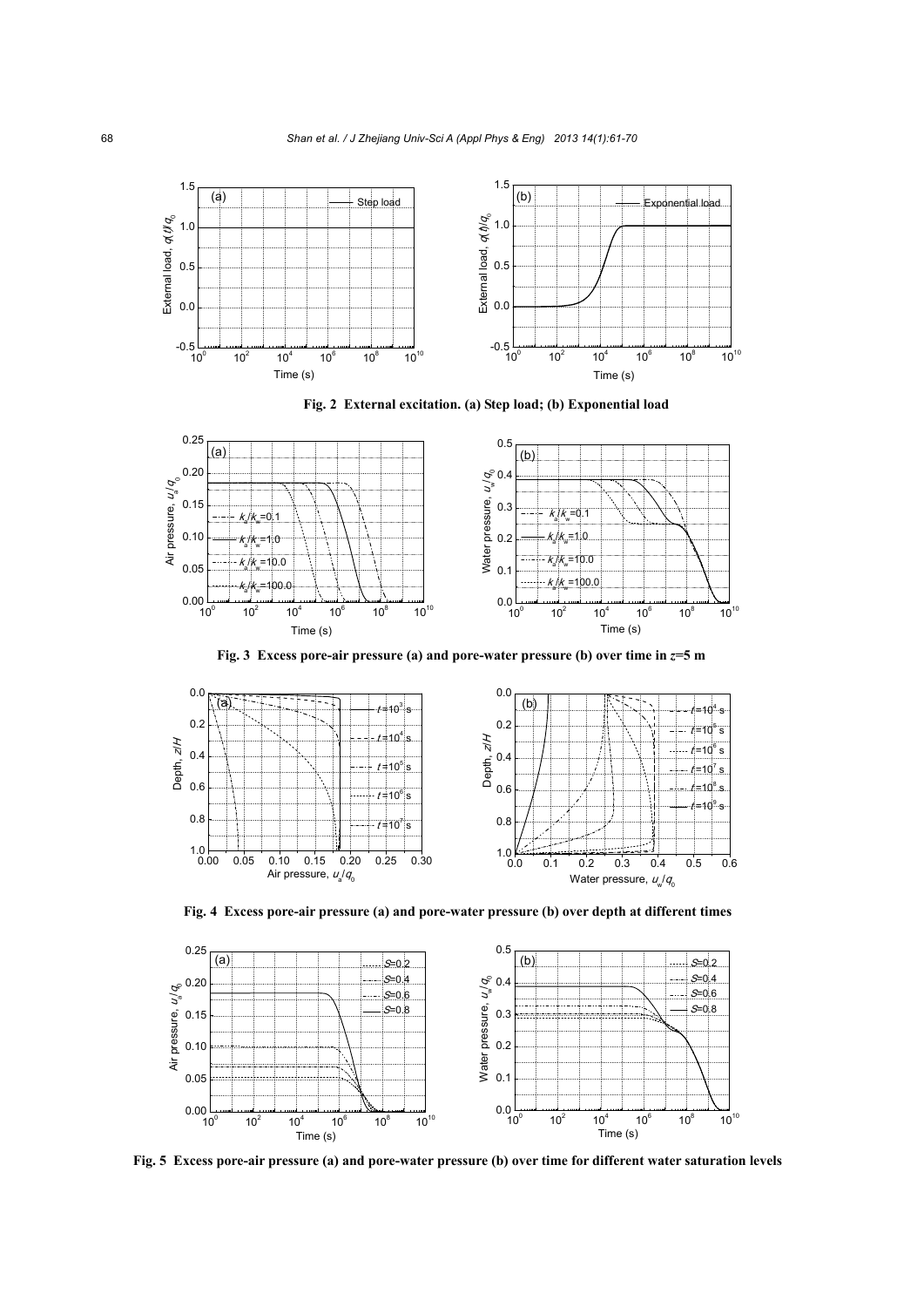**Fig. 2 External excitation. (a) Step load; (b) Exponential load**

**Fig. 3 Excess pore-air pressure (a) and pore-water pressure (b) over time in $z$=5 m**

**Fig. 4 Excess pore-air pressure (a) and pore-water pressure (b) over depth at different times**

**Fig. 5 Excess pore-air pressure (a) and pore-water pressure (b) over time for different water saturation levels**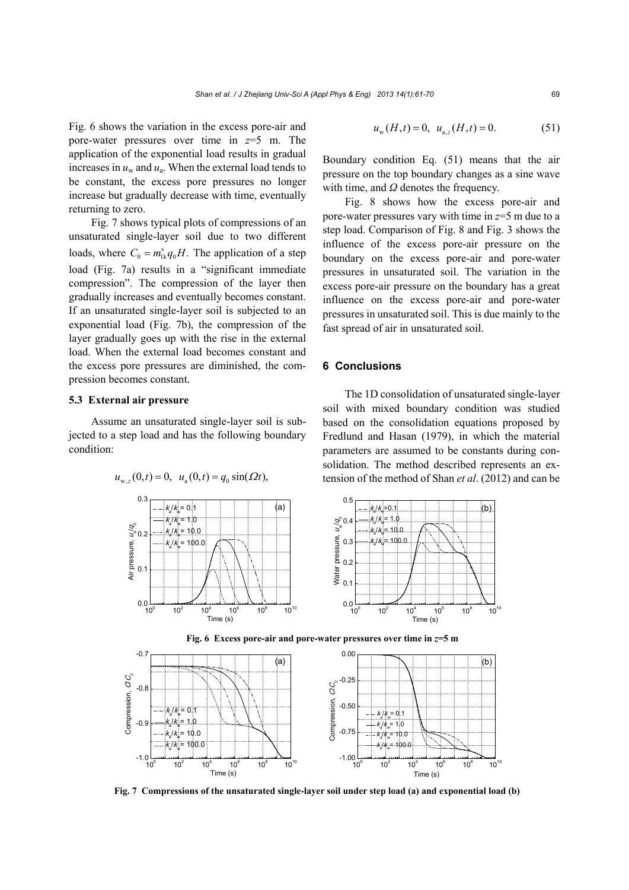Fig. 6 shows the variation in the excess pore-air and pore-water pressures over time in $z$=5 m. The application of the exponential load results in gradual increases in $u_w$ and $u_a$. When the external load tends to be constant, the excess pore pressures no longer increase but gradually decrease with time, eventually returning to zero.

Fig. 7 shows typical plots of compressions of an unsaturated single-layer soil due to two different loads, where $C_0 = m_{1k}^s q_0 H$. The application of a step load (Fig. 7a) results in a "significant immediate compression". The compression of the layer then gradually increases and eventually becomes constant. If an unsaturated single-layer soil is subjected to an exponential load (Fig. 7b), the compression of the layer gradually goes up with the rise in the external load. When the external load becomes constant and the excess pore pressures are diminished, the compression becomes constant.

### 5.3 External air pressure

Assume an unsaturated single-layer soil is subjected to a step load and has the following boundary condition:

$$u_{w,z}(0,t) = 0, \;\; u_a(0,t) = q_0 \sin(\Omega t),$$

$$u_w(H,t) = 0, \;\; u_{a,z}(H,t) = 0. \tag{51}$$

Boundary condition Eq. (51) means that the air pressure on the top boundary changes as a sine wave with time, and $\Omega$ denotes the frequency.

Fig. 8 shows how the excess pore-air and pore-water pressures vary with time in $z$=5 m due to a step load. Comparison of Fig. 8 and Fig. 3 shows the influence of the excess pore-air pressure on the boundary on the excess pore-air and pore-water pressures in unsaturated soil. The variation in the excess pore-air pressure on the boundary has a great influence on the excess pore-air and pore-water pressures in unsaturated soil. This is due mainly to the fast spread of air in unsaturated soil.

## 6 Conclusions

The 1D consolidation of unsaturated single-layer soil with mixed boundary condition was studied based on the consolidation equations proposed by Fredlund and Hasan (1979), in which the material parameters are assumed to be constants during consolidation. The method described represents an extension of the method of Shan *et al*. (2012) and can be

**Fig. 6 Excess pore-air and pore-water pressures over time in $z$=5 m**

**Fig. 7 Compressions of the unsaturated single-layer soil under step load (a) and exponential load (b)**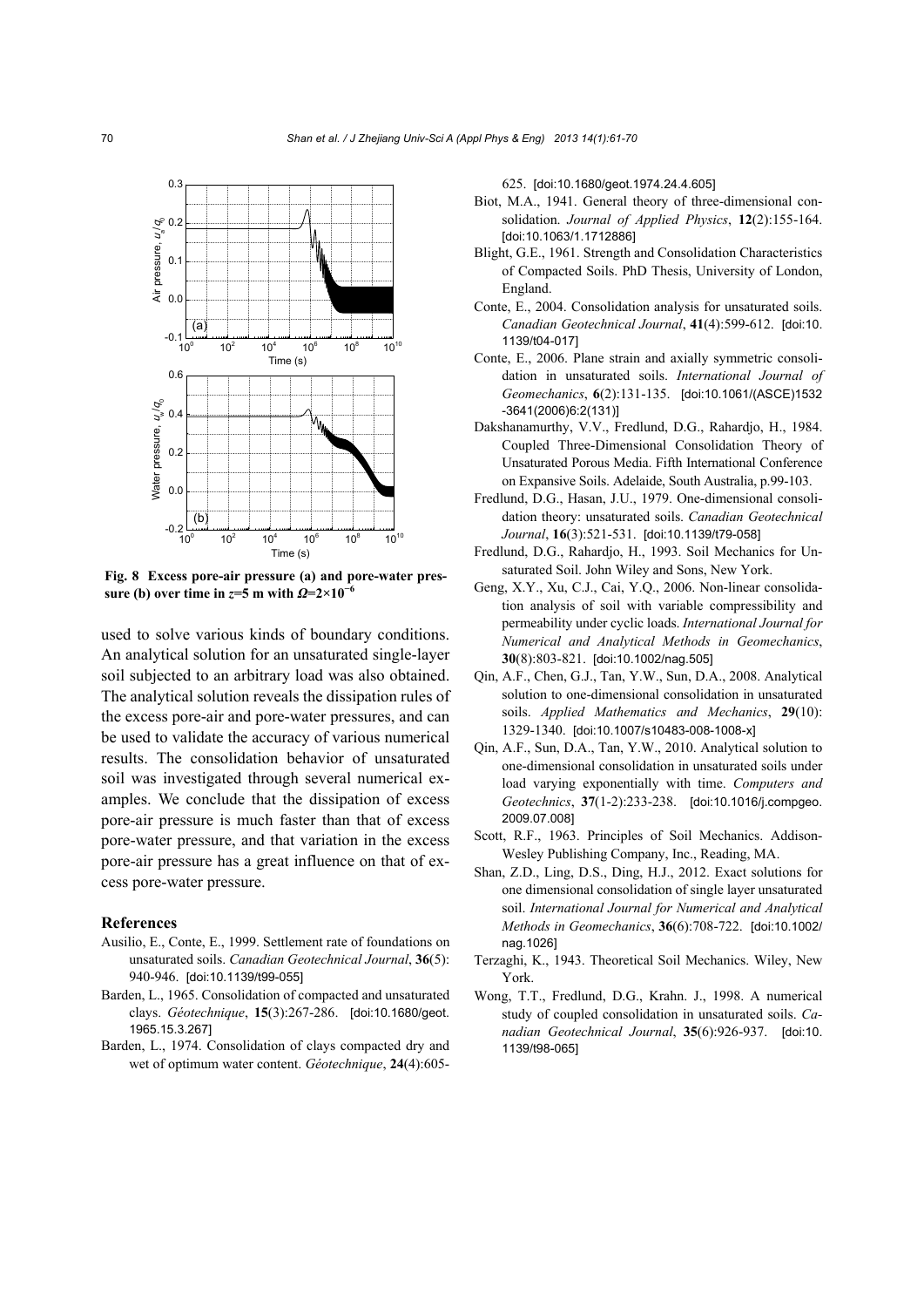0.3
0.2
0.1
0.0
-0.1
Air pressure, $u_a/q_0$
(a)
$10^0$ $10^2$ $10^4$ $10^6$ $10^8$ $10^{10}$
Time (s)

0.6
0.4
0.2
0.0
-0.2
Water pressure, $u_w/q_0$
(b)
$10^0$ $10^2$ $10^4$ $10^6$ $10^8$ $10^{10}$
Time (s)

**Fig. 8 Excess pore-air pressure (a) and pore-water pressure (b) over time in $z$=5 m with $\Omega$=2×10$^{-6}$**

used to solve various kinds of boundary conditions. An analytical solution for an unsaturated single-layer soil subjected to an arbitrary load was also obtained. The analytical solution reveals the dissipation rules of the excess pore-air and pore-water pressures, and can be used to validate the accuracy of various numerical results. The consolidation behavior of unsaturated soil was investigated through several numerical examples. We conclude that the dissipation of excess pore-air pressure is much faster than that of excess pore-water pressure, and that variation in the excess pore-air pressure has a great influence on that of excess pore-water pressure.

## References

Ausilio, E., Conte, E., 1999. Settlement rate of foundations on unsaturated soils. *Canadian Geotechnical Journal*, **36**(5): 940-946. [doi:10.1139/t99-055]

Barden, L., 1965. Consolidation of compacted and unsaturated clays. *Géotechnique*, **15**(3):267-286. [doi:10.1680/geot.1965.15.3.267]

Barden, L., 1974. Consolidation of clays compacted dry and wet of optimum water content. *Géotechnique*, **24**(4):605-625. [doi:10.1680/geot.1974.24.4.605]

Biot, M.A., 1941. General theory of three-dimensional consolidation. *Journal of Applied Physics*, **12**(2):155-164. [doi:10.1063/1.1712886]

Blight, G.E., 1961. Strength and Consolidation Characteristics of Compacted Soils. PhD Thesis, University of London, England.

Conte, E., 2004. Consolidation analysis for unsaturated soils. *Canadian Geotechnical Journal*, **41**(4):599-612. [doi:10.1139/t04-017]

Conte, E., 2006. Plane strain and axially symmetric consolidation in unsaturated soils. *International Journal of Geomechanics*, **6**(2):131-135. [doi:10.1061/(ASCE)1532-3641(2006)6:2(131)]

Dakshanamurthy, V.V., Fredlund, D.G., Rahardjo, H., 1984. Coupled Three-Dimensional Consolidation Theory of Unsaturated Porous Media. Fifth International Conference on Expansive Soils. Adelaide, South Australia, p.99-103.

Fredlund, D.G., Hasan, J.U., 1979. One-dimensional consolidation theory: unsaturated soils. *Canadian Geotechnical Journal*, **16**(3):521-531. [doi:10.1139/t79-058]

Fredlund, D.G., Rahardjo, H., 1993. Soil Mechanics for Unsaturated Soil. John Wiley and Sons, New York.

Geng, X.Y., Xu, C.J., Cai, Y.Q., 2006. Non-linear consolidation analysis of soil with variable compressibility and permeability under cyclic loads. *International Journal for Numerical and Analytical Methods in Geomechanics*, **30**(8):803-821. [doi:10.1002/nag.505]

Qin, A.F., Chen, G.J., Tan, Y.W., Sun, D.A., 2008. Analytical solution to one-dimensional consolidation in unsaturated soils. *Applied Mathematics and Mechanics*, **29**(10): 1329-1340. [doi:10.1007/s10483-008-1008-x]

Qin, A.F., Sun, D.A., Tan, Y.W., 2010. Analytical solution to one-dimensional consolidation in unsaturated soils under load varying exponentially with time. *Computers and Geotechnics*, **37**(1-2):233-238. [doi:10.1016/j.compgeo.2009.07.008]

Scott, R.F., 1963. Principles of Soil Mechanics. Addison-Wesley Publishing Company, Inc., Reading, MA.

Shan, Z.D., Ling, D.S., Ding, H.J., 2012. Exact solutions for one dimensional consolidation of single layer unsaturated soil. *International Journal for Numerical and Analytical Methods in Geomechanics*, **36**(6):708-722. [doi:10.1002/nag.1026]

Terzaghi, K., 1943. Theoretical Soil Mechanics. Wiley, New York.

Wong, T.T., Fredlund, D.G., Krahn. J., 1998. A numerical study of coupled consolidation in unsaturated soils. *Canadian Geotechnical Journal*, **35**(6):926-937. [doi:10.1139/t98-065]